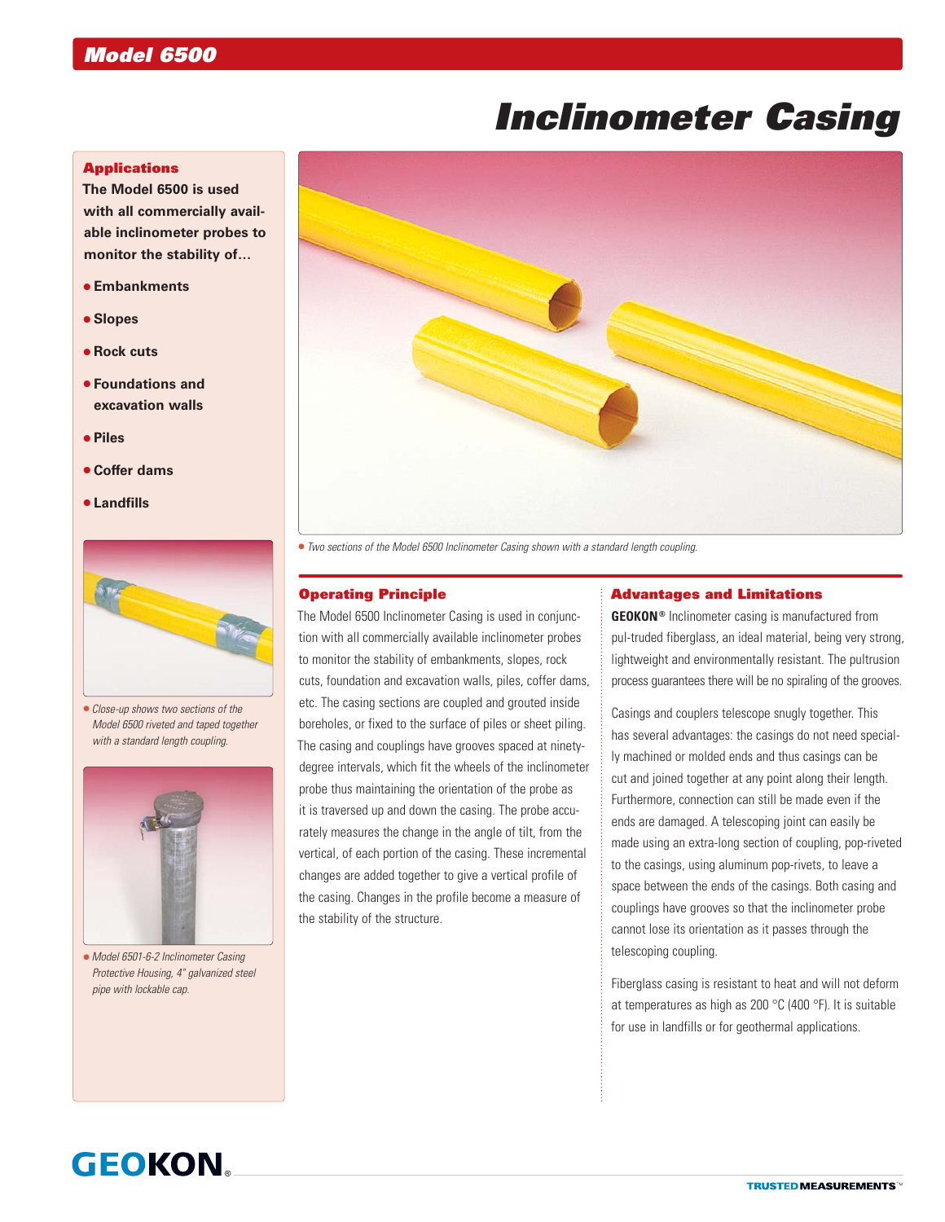## Model 6500

# Inclinometer Casing

### Applications

**The Model 6500 is used with all commercially available inclinometer probes to monitor the stability of…**

- **Embankments**
- **Slopes**
- **Rock cuts**
- **Foundations and excavation walls**
- **Piles**
- **Coffer dams**
- **Landfills**

*Close-up shows two sections of the Model 6500 riveted and taped together with a standard length coupling.*

*Model 6501-6-2 Inclinometer Casing Protective Housing, 4" galvanized steel pipe with lockable cap.*

*Two sections of the Model 6500 Inclinometer Casing shown with a standard length coupling.*

### Operating Principle

The Model 6500 Inclinometer Casing is used in conjunction with all commercially available inclinometer probes to monitor the stability of embankments, slopes, rock cuts, foundation and excavation walls, piles, coffer dams, etc. The casing sections are coupled and grouted inside boreholes, or fixed to the surface of piles or sheet piling. The casing and couplings have grooves spaced at ninety-degree intervals, which fit the wheels of the inclinometer probe thus maintaining the orientation of the probe as it is traversed up and down the casing. The probe accurately measures the change in the angle of tilt, from the vertical, of each portion of the casing. These incremental changes are added together to give a vertical profile of the casing. Changes in the profile become a measure of the stability of the structure.

### Advantages and Limitations

**GEOKON®** Inclinometer casing is manufactured from pul-truded fiberglass, an ideal material, being very strong, lightweight and environmentally resistant. The pultrusion process guarantees there will be no spiraling of the grooves.

Casings and couplers telescope snugly together. This has several advantages: the casings do not need specially machined or molded ends and thus casings can be cut and joined together at any point along their length. Furthermore, connection can still be made even if the ends are damaged. A telescoping joint can easily be made using an extra-long section of coupling, pop-riveted to the casings, using aluminum pop-rivets, to leave a space between the ends of the casings. Both casing and couplings have grooves so that the inclinometer probe cannot lose its orientation as it passes through the telescoping coupling.

Fiberglass casing is resistant to heat and will not deform at temperatures as high as 200 °C (400 °F). It is suitable for use in landfills or for geothermal applications.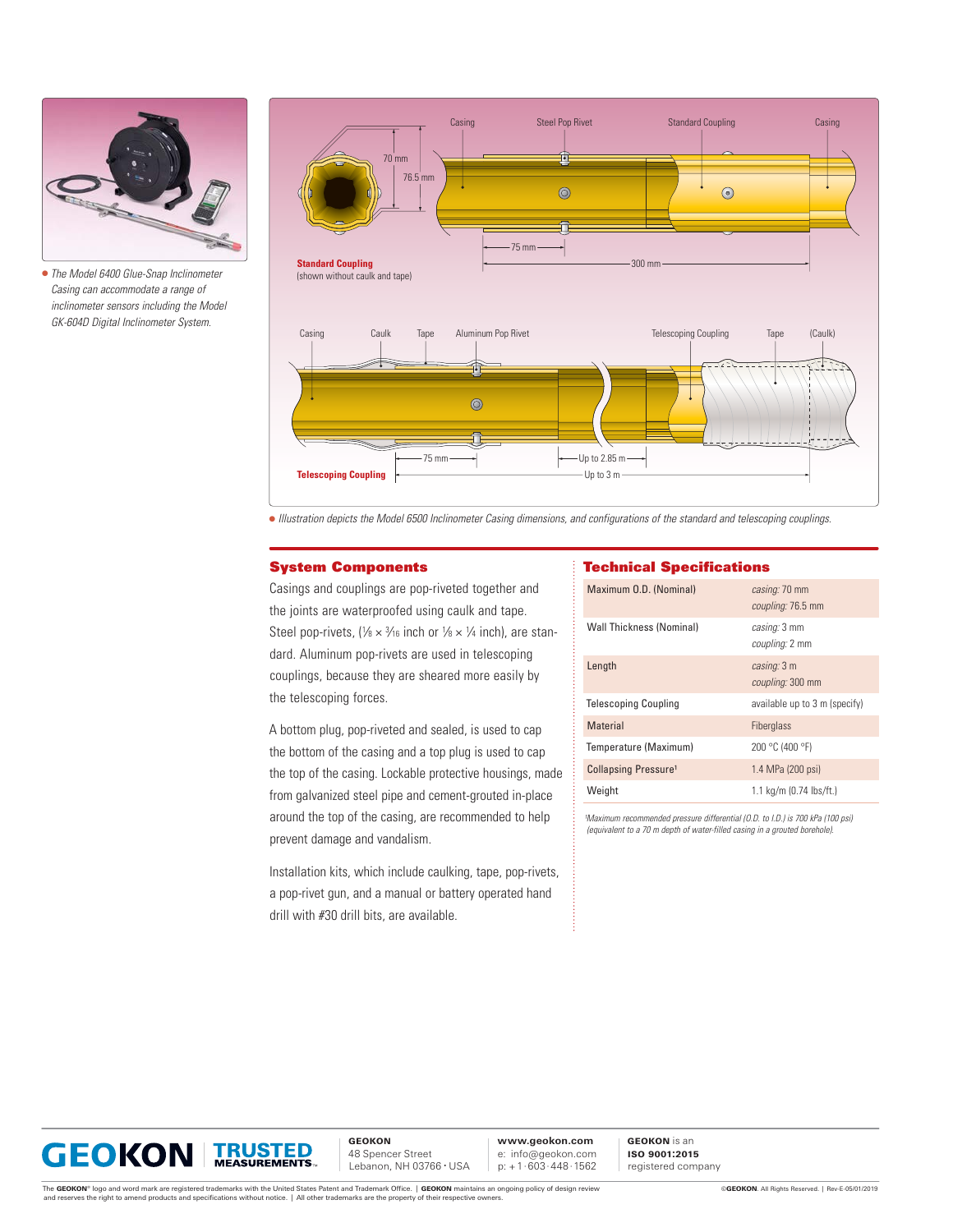• *The Model 6400 Glue-Snap Inclinometer Casing can accommodate a range of inclinometer sensors including the Model GK-604D Digital Inclinometer System.*

Casing
Steel Pop Rivet
Standard Coupling
Casing
70 mm
76.5 mm
75 mm
300 mm
**Standard Coupling**
(shown without caulk and tape)

Casing
Caulk
Tape
Aluminum Pop Rivet
Telescoping Coupling
Tape
(Caulk)
75 mm
Up to 2.85 m
Up to 3 m
**Telescoping Coupling**

• *Illustration depicts the Model 6500 Inclinometer Casing dimensions, and configurations of the standard and telescoping couplings.*

## System Components

Casings and couplings are pop-riveted together and the joints are waterproofed using caulk and tape. Steel pop-rivets, (⅛ × 3⁄16 inch or ⅛ × ¼ inch), are standard. Aluminum pop-rivets are used in telescoping couplings, because they are sheared more easily by the telescoping forces.

A bottom plug, pop-riveted and sealed, is used to cap the bottom of the casing and a top plug is used to cap the top of the casing. Lockable protective housings, made from galvanized steel pipe and cement-grouted in-place around the top of the casing, are recommended to help prevent damage and vandalism.

Installation kits, which include caulking, tape, pop-rivets, a pop-rivet gun, and a manual or battery operated hand drill with #30 drill bits, are available.

## Technical Specifications

| | |
|---|---|
| Maximum O.D. (Nominal) | *casing:* 70 mm<br>*coupling:* 76.5 mm |
| Wall Thickness (Nominal) | *casing:* 3 mm<br>*coupling:* 2 mm |
| Length | *casing:* 3 m<br>*coupling:* 300 mm |
| Telescoping Coupling | available up to 3 m (specify) |
| Material | Fiberglass |
| Temperature (Maximum) | 200 °C (400 °F) |
| Collapsing Pressure[1] | 1.4 MPa (200 psi) |
| Weight | 1.1 kg/m (0.74 lbs/ft.) |

*[1]Maximum recommended pressure differential (O.D. to I.D.) is 700 kPa (100 psi) (equivalent to a 70 m depth of water-filled casing in a grouted borehole).*

GEOKON | TRUSTED MEASUREMENTS™

**GEOKON**
48 Spencer Street
Lebanon, NH 03766 · USA

**www.geokon.com**
e: info@geokon.com
p: + 1 · 603 · 448 · 1562

**GEOKON** is an
**ISO 9001:2015**
registered company

The **GEOKON**® logo and word mark are registered trademarks with the United States Patent and Trademark Office. | **GEOKON** maintains an ongoing policy of design review and reserves the right to amend products and specifications without notice. | All other trademarks are the property of their respective owners.

©**GEOKON**. All Rights Reserved. | Rev-E-05/01/2019